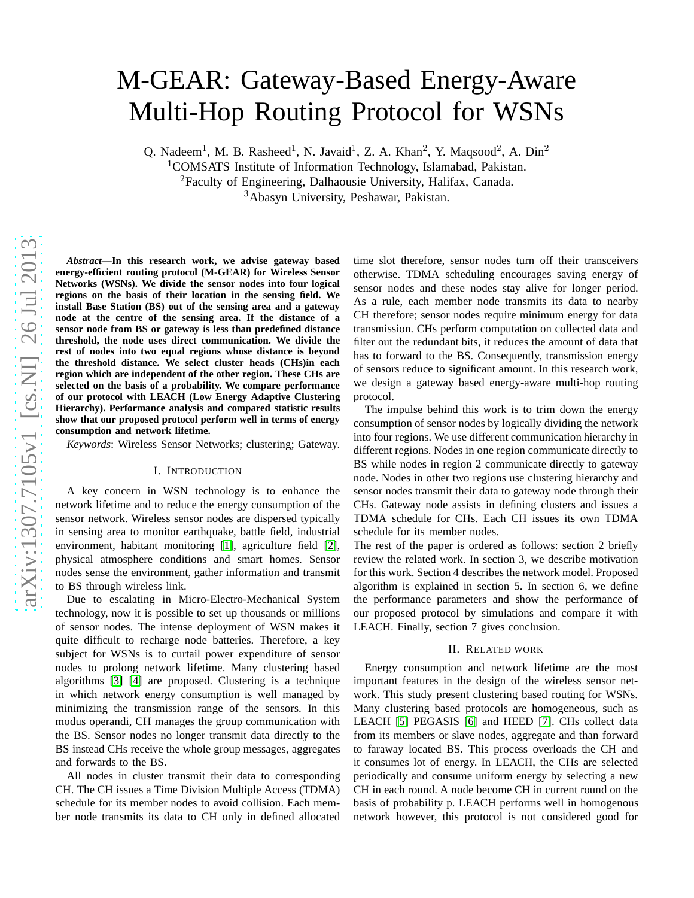# M-GEAR: Gateway-Based Energy-Aware Multi-Hop Routing Protocol for WSNs

Q. Nadeem[1], M. B. Rasheed[1], N. Javaid[1], Z. A. Khan[2], Y. Maqsood[2], A. Din[2]

[1]COMSATS Institute of Information Technology, Islamabad, Pakistan.

[2]Faculty of Engineering, Dalhaousie University, Halifax, Canada.

[3]Abasyn University, Peshawar, Pakistan.

***Abstract*—In this research work, we advise gateway based energy-efficient routing protocol (M-GEAR) for Wireless Sensor Networks (WSNs). We divide the sensor nodes into four logical regions on the basis of their location in the sensing field. We install Base Station (BS) out of the sensing area and a gateway node at the centre of the sensing area. If the distance of a sensor node from BS or gateway is less than predefined distance threshold, the node uses direct communication. We divide the rest of nodes into two equal regions whose distance is beyond the threshold distance. We select cluster heads (CHs)in each region which are independent of the other region. These CHs are selected on the basis of a probability. We compare performance of our protocol with LEACH (Low Energy Adaptive Clustering Hierarchy). Performance analysis and compared statistic results show that our proposed protocol perform well in terms of energy consumption and network lifetime.**

*Keywords*: Wireless Sensor Networks; clustering; Gateway.

## I. Introduction

A key concern in WSN technology is to enhance the network lifetime and to reduce the energy consumption of the sensor network. Wireless sensor nodes are dispersed typically in sensing area to monitor earthquake, battle field, industrial environment, habitant monitoring [1], agriculture field [2], physical atmosphere conditions and smart homes. Sensor nodes sense the environment, gather information and transmit to BS through wireless link.

Due to escalating in Micro-Electro-Mechanical System technology, now it is possible to set up thousands or millions of sensor nodes. The intense deployment of WSN makes it quite difficult to recharge node batteries. Therefore, a key subject for WSNs is to curtail power expenditure of sensor nodes to prolong network lifetime. Many clustering based algorithms [3] [4] are proposed. Clustering is a technique in which network energy consumption is well managed by minimizing the transmission range of the sensors. In this modus operandi, CH manages the group communication with the BS. Sensor nodes no longer transmit data directly to the BS instead CHs receive the whole group messages, aggregates and forwards to the BS.

All nodes in cluster transmit their data to corresponding CH. The CH issues a Time Division Multiple Access (TDMA) schedule for its member nodes to avoid collision. Each member node transmits its data to CH only in defined allocated time slot therefore, sensor nodes turn off their transceivers otherwise. TDMA scheduling encourages saving energy of sensor nodes and these nodes stay alive for longer period. As a rule, each member node transmits its data to nearby CH therefore; sensor nodes require minimum energy for data transmission. CHs perform computation on collected data and filter out the redundant bits, it reduces the amount of data that has to forward to the BS. Consequently, transmission energy of sensors reduce to significant amount. In this research work, we design a gateway based energy-aware multi-hop routing protocol.

The impulse behind this work is to trim down the energy consumption of sensor nodes by logically dividing the network into four regions. We use different communication hierarchy in different regions. Nodes in one region communicate directly to BS while nodes in region 2 communicate directly to gateway node. Nodes in other two regions use clustering hierarchy and sensor nodes transmit their data to gateway node through their CHs. Gateway node assists in defining clusters and issues a TDMA schedule for CHs. Each CH issues its own TDMA schedule for its member nodes.

The rest of the paper is ordered as follows: section 2 briefly review the related work. In section 3, we describe motivation for this work. Section 4 describes the network model. Proposed algorithm is explained in section 5. In section 6, we define the performance parameters and show the performance of our proposed protocol by simulations and compare it with LEACH. Finally, section 7 gives conclusion.

## II. Related work

Energy consumption and network lifetime are the most important features in the design of the wireless sensor network. This study present clustering based routing for WSNs. Many clustering based protocols are homogeneous, such as LEACH [5] PEGASIS [6] and HEED [7]. CHs collect data from its members or slave nodes, aggregate and than forward to faraway located BS. This process overloads the CH and it consumes lot of energy. In LEACH, the CHs are selected periodically and consume uniform energy by selecting a new CH in each round. A node become CH in current round on the basis of probability p. LEACH performs well in homogenous network however, this protocol is not considered good for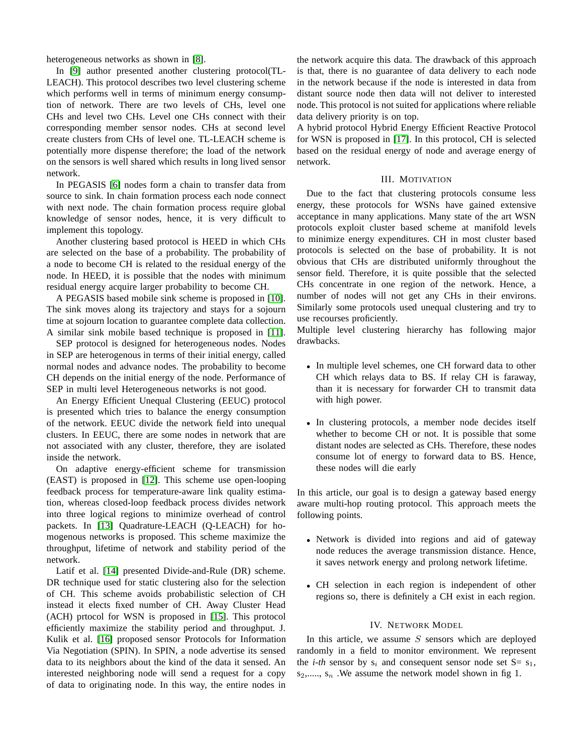heterogeneous networks as shown in [8].

In [9] author presented another clustering protocol(TL-LEACH). This protocol describes two level clustering scheme which performs well in terms of minimum energy consumption of network. There are two levels of CHs, level one CHs and level two CHs. Level one CHs connect with their corresponding member sensor nodes. CHs at second level create clusters from CHs of level one. TL-LEACH scheme is potentially more dispense therefore; the load of the network on the sensors is well shared which results in long lived sensor network.

In PEGASIS [6] nodes form a chain to transfer data from source to sink. In chain formation process each node connect with next node. The chain formation process require global knowledge of sensor nodes, hence, it is very difficult to implement this topology.

Another clustering based protocol is HEED in which CHs are selected on the base of a probability. The probability of a node to become CH is related to the residual energy of the node. In HEED, it is possible that the nodes with minimum residual energy acquire larger probability to become CH.

A PEGASIS based mobile sink scheme is proposed in [10]. The sink moves along its trajectory and stays for a sojourn time at sojourn location to guarantee complete data collection. A similar sink mobile based technique is proposed in [11].

SEP protocol is designed for heterogeneous nodes. Nodes in SEP are heterogenous in terms of their initial energy, called normal nodes and advance nodes. The probability to become CH depends on the initial energy of the node. Performance of SEP in multi level Heterogeneous networks is not good.

An Energy Efficient Unequal Clustering (EEUC) protocol is presented which tries to balance the energy consumption of the network. EEUC divide the network field into unequal clusters. In EEUC, there are some nodes in network that are not associated with any cluster, therefore, they are isolated inside the network.

On adaptive energy-efficient scheme for transmission (EAST) is proposed in [12]. This scheme use open-looping feedback process for temperature-aware link quality estimation, whereas closed-loop feedback process divides network into three logical regions to minimize overhead of control packets. In [13] Quadrature-LEACH (Q-LEACH) for homogenous networks is proposed. This scheme maximize the throughput, lifetime of network and stability period of the network.

Latif et al. [14] presented Divide-and-Rule (DR) scheme. DR technique used for static clustering also for the selection of CH. This scheme avoids probabilistic selection of CH instead it elects fixed number of CH. Away Cluster Head (ACH) prtocol for WSN is proposed in [15]. This protocol efficiently maximize the stability period and throughput. J. Kulik et al. [16] proposed sensor Protocols for Information Via Negotiation (SPIN). In SPIN, a node advertise its sensed data to its neighbors about the kind of the data it sensed. An interested neighboring node will send a request for a copy of data to originating node. In this way, the entire nodes in the network acquire this data. The drawback of this approach is that, there is no guarantee of data delivery to each node in the network because if the node is interested in data from distant source node then data will not deliver to interested node. This protocol is not suited for applications where reliable data delivery priority is on top.

A hybrid protocol Hybrid Energy Efficient Reactive Protocol for WSN is proposed in [17]. In this protocol, CH is selected based on the residual energy of node and average energy of network.

## III. Motivation

Due to the fact that clustering protocols consume less energy, these protocols for WSNs have gained extensive acceptance in many applications. Many state of the art WSN protocols exploit cluster based scheme at manifold levels to minimize energy expenditures. CH in most cluster based protocols is selected on the base of probability. It is not obvious that CHs are distributed uniformly throughout the sensor field. Therefore, it is quite possible that the selected CHs concentrate in one region of the network. Hence, a number of nodes will not get any CHs in their environs. Similarly some protocols used unequal clustering and try to use recourses proficiently.

Multiple level clustering hierarchy has following major drawbacks.

- In multiple level schemes, one CH forward data to other CH which relays data to BS. If relay CH is faraway, than it is necessary for forwarder CH to transmit data with high power.
- In clustering protocols, a member node decides itself whether to become CH or not. It is possible that some distant nodes are selected as CHs. Therefore, these nodes consume lot of energy to forward data to BS. Hence, these nodes will die early

In this article, our goal is to design a gateway based energy aware multi-hop routing protocol. This approach meets the following points.

- Network is divided into regions and aid of gateway node reduces the average transmission distance. Hence, it saves network energy and prolong network lifetime.
- CH selection in each region is independent of other regions so, there is definitely a CH exist in each region.

## IV. Network Model

In this article, we assume $S$ sensors which are deployed randomly in a field to monitor environment. We represent the *i-th* sensor by $s_i$ and consequent sensor node set S= $s_1$, $s_2$,....., $s_n$ .We assume the network model shown in fig 1.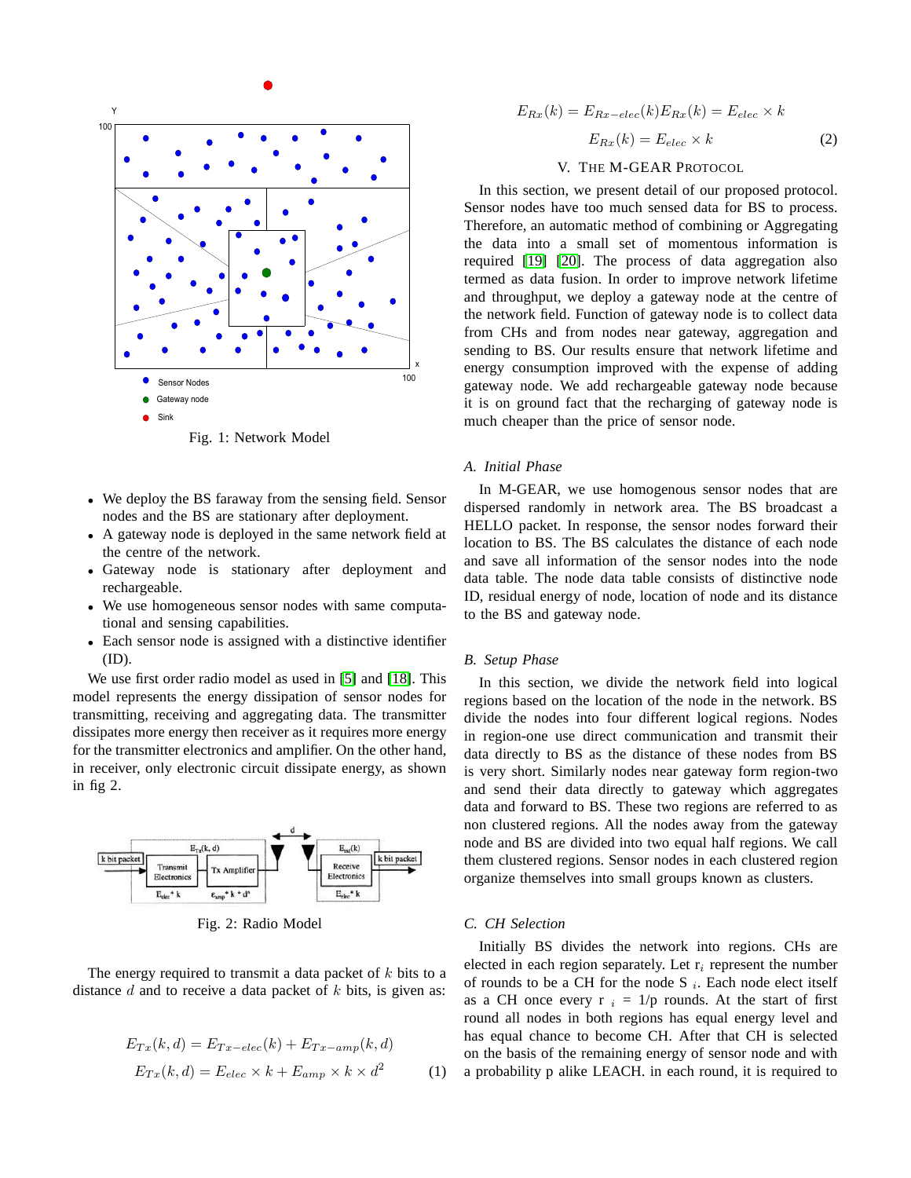Fig. 1: Network Model

- We deploy the BS faraway from the sensing field. Sensor nodes and the BS are stationary after deployment.
- A gateway node is deployed in the same network field at the centre of the network.
- Gateway node is stationary after deployment and rechargeable.
- We use homogeneous sensor nodes with same computational and sensing capabilities.
- Each sensor node is assigned with a distinctive identifier (ID).

We use first order radio model as used in [5] and [18]. This model represents the energy dissipation of sensor nodes for transmitting, receiving and aggregating data. The transmitter dissipates more energy then receiver as it requires more energy for the transmitter electronics and amplifier. On the other hand, in receiver, only electronic circuit dissipate energy, as shown in fig 2.

Fig. 2: Radio Model

The energy required to transmit a data packet of $k$ bits to a distance $d$ and to receive a data packet of $k$ bits, is given as:

$$E_{Tx}(k,d) = E_{Tx-elec}(k) + E_{Tx-amp}(k,d)$$
$$E_{Tx}(k,d) = E_{elec} \times k + E_{amp} \times k \times d^2 \qquad (1)$$

$$E_{Rx}(k) = E_{Rx-elec}(k) E_{Rx}(k) = E_{elec} \times k$$
$$E_{Rx}(k) = E_{elec} \times k \qquad (2)$$

## V. The M-GEAR Protocol

In this section, we present detail of our proposed protocol. Sensor nodes have too much sensed data for BS to process. Therefore, an automatic method of combining or Aggregating the data into a small set of momentous information is required [19] [20]. The process of data aggregation also termed as data fusion. In order to improve network lifetime and throughput, we deploy a gateway node at the centre of the network field. Function of gateway node is to collect data from CHs and from nodes near gateway, aggregation and sending to BS. Our results ensure that network lifetime and energy consumption improved with the expense of adding gateway node. We add rechargeable gateway node because it is on ground fact that the recharging of gateway node is much cheaper than the price of sensor node.

### A. Initial Phase

In M-GEAR, we use homogenous sensor nodes that are dispersed randomly in network area. The BS broadcast a HELLO packet. In response, the sensor nodes forward their location to BS. The BS calculates the distance of each node and save all information of the sensor nodes into the node data table. The node data table consists of distinctive node ID, residual energy of node, location of node and its distance to the BS and gateway node.

### B. Setup Phase

In this section, we divide the network field into logical regions based on the location of the node in the network. BS divide the nodes into four different logical regions. Nodes in region-one use direct communication and transmit their data directly to BS as the distance of these nodes from BS is very short. Similarly nodes near gateway form region-two and send their data directly to gateway which aggregates data and forward to BS. These two regions are referred to as non clustered regions. All the nodes away from the gateway node and BS are divided into two equal half regions. We call them clustered regions. Sensor nodes in each clustered region organize themselves into small groups known as clusters.

### C. CH Selection

Initially BS divides the network into regions. CHs are elected in each region separately. Let $r_i$ represent the number of rounds to be a CH for the node $S_i$. Each node elect itself as a CH once every $r_i = 1/p$ rounds. At the start of first round all nodes in both regions has equal energy level and has equal chance to become CH. After that CH is selected on the basis of the remaining energy of sensor node and with a probability p alike LEACH. in each round, it is required to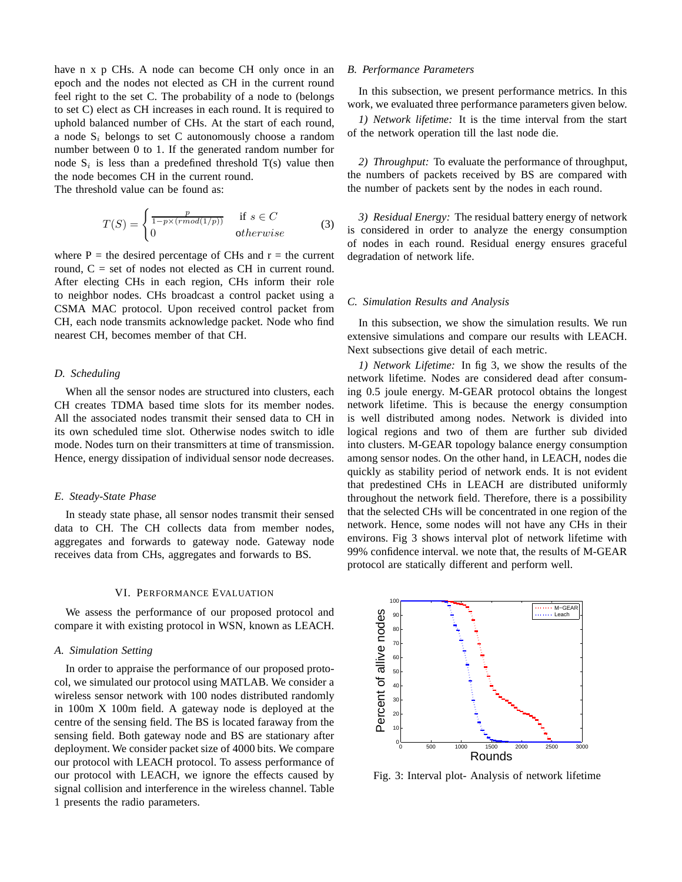have n x p CHs. A node can become CH only once in an epoch and the nodes not elected as CH in the current round feel right to the set C. The probability of a node to (belongs to set C) elect as CH increases in each round. It is required to uphold balanced number of CHs. At the start of each round, a node $S_i$ belongs to set C autonomously choose a random number between 0 to 1. If the generated random number for node $S_i$ is less than a predefined threshold T(s) value then the node becomes CH in the current round.
The threshold value can be found as:

$$T(S) = \begin{cases} \frac{p}{1-p\times(rmod(1/p))} & \text{if } s \in C \\ 0 & otherwise \end{cases} \tag{3}$$

where P = the desired percentage of CHs and r = the current round, C = set of nodes not elected as CH in current round. After electing CHs in each region, CHs inform their role to neighbor nodes. CHs broadcast a control packet using a CSMA MAC protocol. Upon received control packet from CH, each node transmits acknowledge packet. Node who find nearest CH, becomes member of that CH.

### *D. Scheduling*

When all the sensor nodes are structured into clusters, each CH creates TDMA based time slots for its member nodes. All the associated nodes transmit their sensed data to CH in its own scheduled time slot. Otherwise nodes switch to idle mode. Nodes turn on their transmitters at time of transmission. Hence, energy dissipation of individual sensor node decreases.

### *E. Steady-State Phase*

In steady state phase, all sensor nodes transmit their sensed data to CH. The CH collects data from member nodes, aggregates and forwards to gateway node. Gateway node receives data from CHs, aggregates and forwards to BS.

## VI. Performance Evaluation

We assess the performance of our proposed protocol and compare it with existing protocol in WSN, known as LEACH.

### *A. Simulation Setting*

In order to appraise the performance of our proposed protocol, we simulated our protocol using MATLAB. We consider a wireless sensor network with 100 nodes distributed randomly in 100m X 100m field. A gateway node is deployed at the centre of the sensing field. The BS is located faraway from the sensing field. Both gateway node and BS are stationary after deployment. We consider packet size of 4000 bits. We compare our protocol with LEACH protocol. To assess performance of our protocol with LEACH, we ignore the effects caused by signal collision and interference in the wireless channel. Table 1 presents the radio parameters.

### *B. Performance Parameters*

In this subsection, we present performance metrics. In this work, we evaluated three performance parameters given below.

*1) Network lifetime:* It is the time interval from the start of the network operation till the last node die.

*2) Throughput:* To evaluate the performance of throughput, the numbers of packets received by BS are compared with the number of packets sent by the nodes in each round.

*3) Residual Energy:* The residual battery energy of network is considered in order to analyze the energy consumption of nodes in each round. Residual energy ensures graceful degradation of network life.

### *C. Simulation Results and Analysis*

In this subsection, we show the simulation results. We run extensive simulations and compare our results with LEACH. Next subsections give detail of each metric.

*1) Network Lifetime:* In fig 3, we show the results of the network lifetime. Nodes are considered dead after consuming 0.5 joule energy. M-GEAR protocol obtains the longest network lifetime. This is because the energy consumption is well distributed among nodes. Network is divided into logical regions and two of them are further sub divided into clusters. M-GEAR topology balance energy consumption among sensor nodes. On the other hand, in LEACH, nodes die quickly as stability period of network ends. It is not evident that predestined CHs in LEACH are distributed uniformly throughout the network field. Therefore, there is a possibility that the selected CHs will be concentrated in one region of the network. Hence, some nodes will not have any CHs in their environs. Fig 3 shows interval plot of network lifetime with 99% confidence interval. we note that, the results of M-GEAR protocol are statically different and perform well.

Fig. 3: Interval plot- Analysis of network lifetime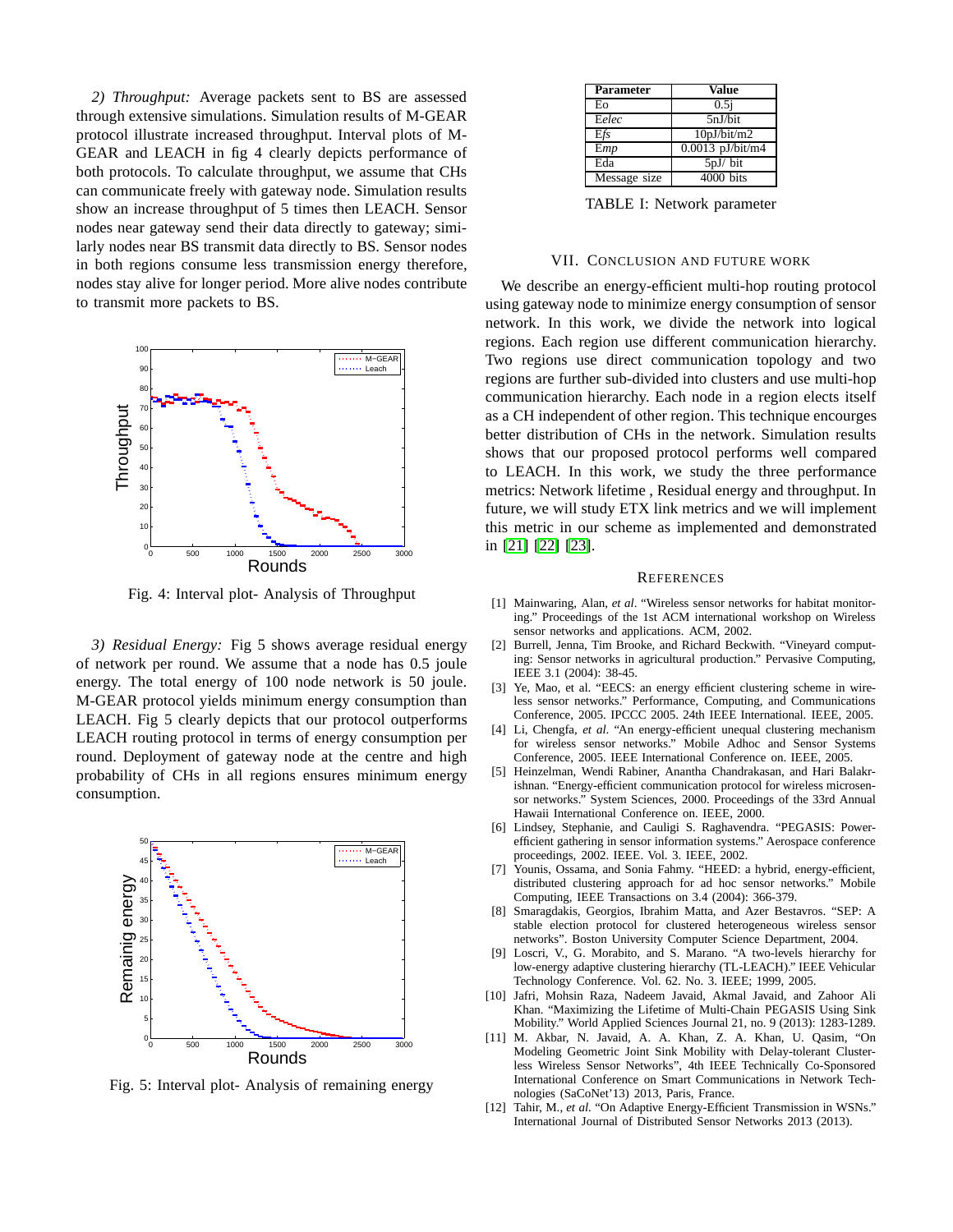*2) Throughput:* Average packets sent to BS are assessed through extensive simulations. Simulation results of M-GEAR protocol illustrate increased throughput. Interval plots of M-GEAR and LEACH in fig 4 clearly depicts performance of both protocols. To calculate throughput, we assume that CHs can communicate freely with gateway node. Simulation results show an increase throughput of 5 times then LEACH. Sensor nodes near gateway send their data directly to gateway; similarly nodes near BS transmit data directly to BS. Sensor nodes in both regions consume less transmission energy therefore, nodes stay alive for longer period. More alive nodes contribute to transmit more packets to BS.

Fig. 4: Interval plot- Analysis of Throughput

*3) Residual Energy:* Fig 5 shows average residual energy of network per round. We assume that a node has 0.5 joule energy. The total energy of 100 node network is 50 joule. M-GEAR protocol yields minimum energy consumption than LEACH. Fig 5 clearly depicts that our protocol outperforms LEACH routing protocol in terms of energy consumption per round. Deployment of gateway node at the centre and high probability of CHs in all regions ensures minimum energy consumption.

Fig. 5: Interval plot- Analysis of remaining energy

| Parameter | Value |
|---|---|
| Eo | 0.5j |
| *Eelec* | 5nJ/bit |
| E*fs* | 10pJ/bit/m2 |
| *Emp* | 0.0013 pJ/bit/m4 |
| Eda | 5pJ/ bit |
| Message size | 4000 bits |

TABLE I: Network parameter

## VII. Conclusion and Future Work

We describe an energy-efficient multi-hop routing protocol using gateway node to minimize energy consumption of sensor network. In this work, we divide the network into logical regions. Each region use different communication hierarchy. Two regions use direct communication topology and two regions are further sub-divided into clusters and use multi-hop communication hierarchy. Each node in a region elects itself as a CH independent of other region. This technique encourges better distribution of CHs in the network. Simulation results shows that our proposed protocol performs well compared to LEACH. In this work, we study the three performance metrics: Network lifetime , Residual energy and throughput. In future, we will study ETX link metrics and we will implement this metric in our scheme as implemented and demonstrated in [21] [22] [23].

## References

[1] Mainwaring, Alan, *et al*. "Wireless sensor networks for habitat monitoring." Proceedings of the 1st ACM international workshop on Wireless sensor networks and applications. ACM, 2002.

[2] Burrell, Jenna, Tim Brooke, and Richard Beckwith. "Vineyard computing: Sensor networks in agricultural production." Pervasive Computing, IEEE 3.1 (2004): 38-45.

[3] Ye, Mao, et al. "EECS: an energy efficient clustering scheme in wireless sensor networks." Performance, Computing, and Communications Conference, 2005. IPCCC 2005. 24th IEEE International. IEEE, 2005.

[4] Li, Chengfa, *et al*. "An energy-efficient unequal clustering mechanism for wireless sensor networks." Mobile Adhoc and Sensor Systems Conference, 2005. IEEE International Conference on. IEEE, 2005.

[5] Heinzelman, Wendi Rabiner, Anantha Chandrakasan, and Hari Balakrishnan. "Energy-efficient communication protocol for wireless microsensor networks." System Sciences, 2000. Proceedings of the 33rd Annual Hawaii International Conference on. IEEE, 2000.

[6] Lindsey, Stephanie, and Cauligi S. Raghavendra. "PEGASIS: Power-efficient gathering in sensor information systems." Aerospace conference proceedings, 2002. IEEE. Vol. 3. IEEE, 2002.

[7] Younis, Ossama, and Sonia Fahmy. "HEED: a hybrid, energy-efficient, distributed clustering approach for ad hoc sensor networks." Mobile Computing, IEEE Transactions on 3.4 (2004): 366-379.

[8] Smaragdakis, Georgios, Ibrahim Matta, and Azer Bestavros. "SEP: A stable election protocol for clustered heterogeneous wireless sensor networks". Boston University Computer Science Department, 2004.

[9] Loscri, V., G. Morabito, and S. Marano. "A two-levels hierarchy for low-energy adaptive clustering hierarchy (TL-LEACH)." IEEE Vehicular Technology Conference. Vol. 62. No. 3. IEEE; 1999, 2005.

[10] Jafri, Mohsin Raza, Nadeem Javaid, Akmal Javaid, and Zahoor Ali Khan. "Maximizing the Lifetime of Multi-Chain PEGASIS Using Sink Mobility." World Applied Sciences Journal 21, no. 9 (2013): 1283-1289.

[11] M. Akbar, N. Javaid, A. A. Khan, Z. A. Khan, U. Qasim, "On Modeling Geometric Joint Sink Mobility with Delay-tolerant Cluster-less Wireless Sensor Networks", 4th IEEE Technically Co-Sponsored International Conference on Smart Communications in Network Technologies (SaCoNet'13) 2013, Paris, France.

[12] Tahir, M., *et al*. "On Adaptive Energy-Efficient Transmission in WSNs." International Journal of Distributed Sensor Networks 2013 (2013).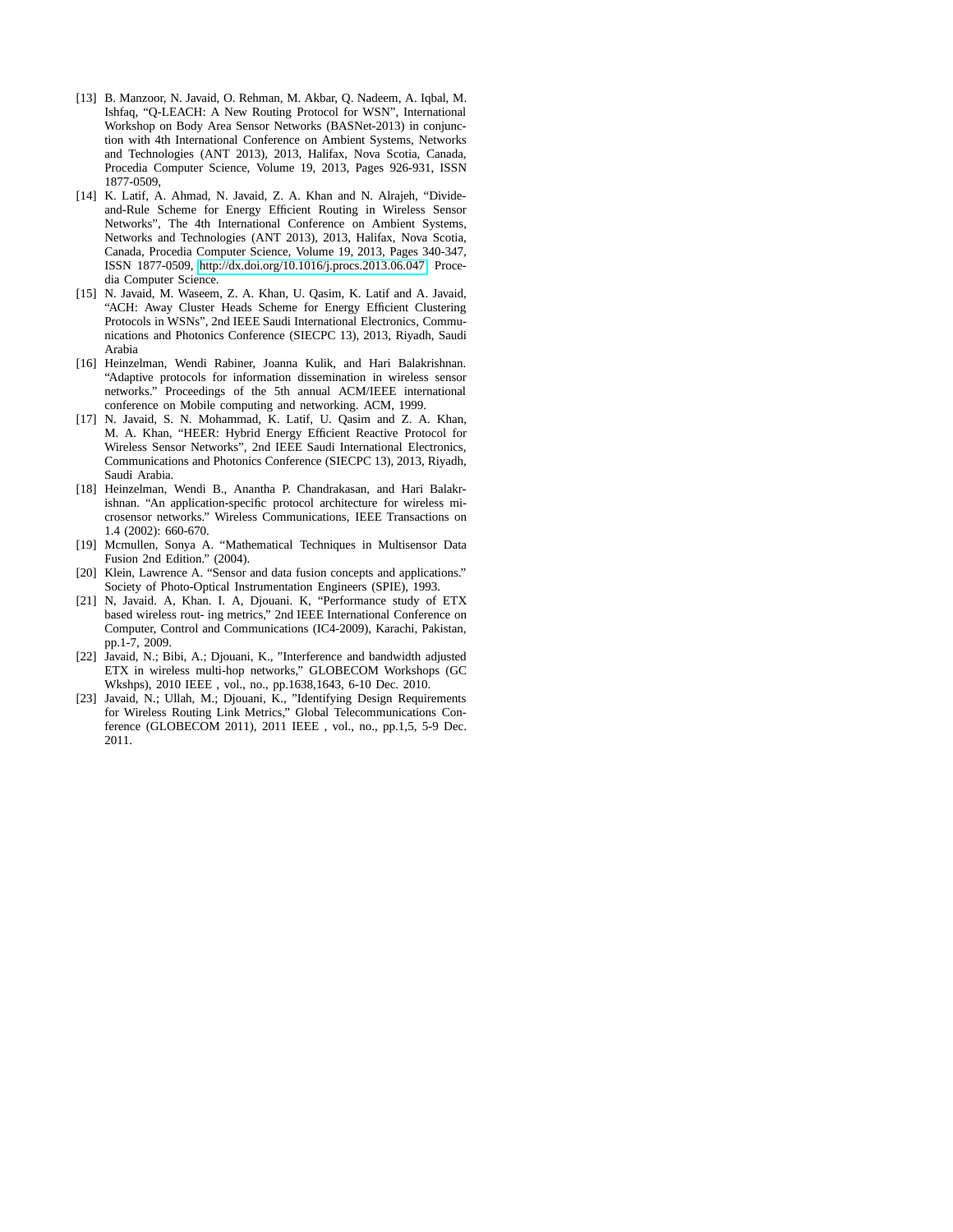[13] B. Manzoor, N. Javaid, O. Rehman, M. Akbar, Q. Nadeem, A. Iqbal, M. Ishfaq, "Q-LEACH: A New Routing Protocol for WSN", International Workshop on Body Area Sensor Networks (BASNet-2013) in conjunction with 4th International Conference on Ambient Systems, Networks and Technologies (ANT 2013), 2013, Halifax, Nova Scotia, Canada, Procedia Computer Science, Volume 19, 2013, Pages 926-931, ISSN 1877-0509,

[14] K. Latif, A. Ahmad, N. Javaid, Z. A. Khan and N. Alrajeh, "Divide-and-Rule Scheme for Energy Efficient Routing in Wireless Sensor Networks", The 4th International Conference on Ambient Systems, Networks and Technologies (ANT 2013), 2013, Halifax, Nova Scotia, Canada, Procedia Computer Science, Volume 19, 2013, Pages 340-347, ISSN 1877-0509, http://dx.doi.org/10.1016/j.procs.2013.06.047. Procedia Computer Science.

[15] N. Javaid, M. Waseem, Z. A. Khan, U. Qasim, K. Latif and A. Javaid, "ACH: Away Cluster Heads Scheme for Energy Efficient Clustering Protocols in WSNs", 2nd IEEE Saudi International Electronics, Communications and Photonics Conference (SIECPC 13), 2013, Riyadh, Saudi Arabia

[16] Heinzelman, Wendi Rabiner, Joanna Kulik, and Hari Balakrishnan. "Adaptive protocols for information dissemination in wireless sensor networks." Proceedings of the 5th annual ACM/IEEE international conference on Mobile computing and networking. ACM, 1999.

[17] N. Javaid, S. N. Mohammad, K. Latif, U. Qasim and Z. A. Khan, M. A. Khan, "HEER: Hybrid Energy Efficient Reactive Protocol for Wireless Sensor Networks", 2nd IEEE Saudi International Electronics, Communications and Photonics Conference (SIECPC 13), 2013, Riyadh, Saudi Arabia.

[18] Heinzelman, Wendi B., Anantha P. Chandrakasan, and Hari Balakrishnan. "An application-specific protocol architecture for wireless microsensor networks." Wireless Communications, IEEE Transactions on 1.4 (2002): 660-670.

[19] Mcmullen, Sonya A. "Mathematical Techniques in Multisensor Data Fusion 2nd Edition." (2004).

[20] Klein, Lawrence A. "Sensor and data fusion concepts and applications." Society of Photo-Optical Instrumentation Engineers (SPIE), 1993.

[21] N, Javaid. A, Khan. I. A, Djouani. K, "Performance study of ETX based wireless rout- ing metrics," 2nd IEEE International Conference on Computer, Control and Communications (IC4-2009), Karachi, Pakistan, pp.1-7, 2009.

[22] Javaid, N.; Bibi, A.; Djouani, K., "Interference and bandwidth adjusted ETX in wireless multi-hop networks," GLOBECOM Workshops (GC Wkshps), 2010 IEEE , vol., no., pp.1638,1643, 6-10 Dec. 2010.

[23] Javaid, N.; Ullah, M.; Djouani, K., "Identifying Design Requirements for Wireless Routing Link Metrics," Global Telecommunications Conference (GLOBECOM 2011), 2011 IEEE , vol., no., pp.1,5, 5-9 Dec. 2011.